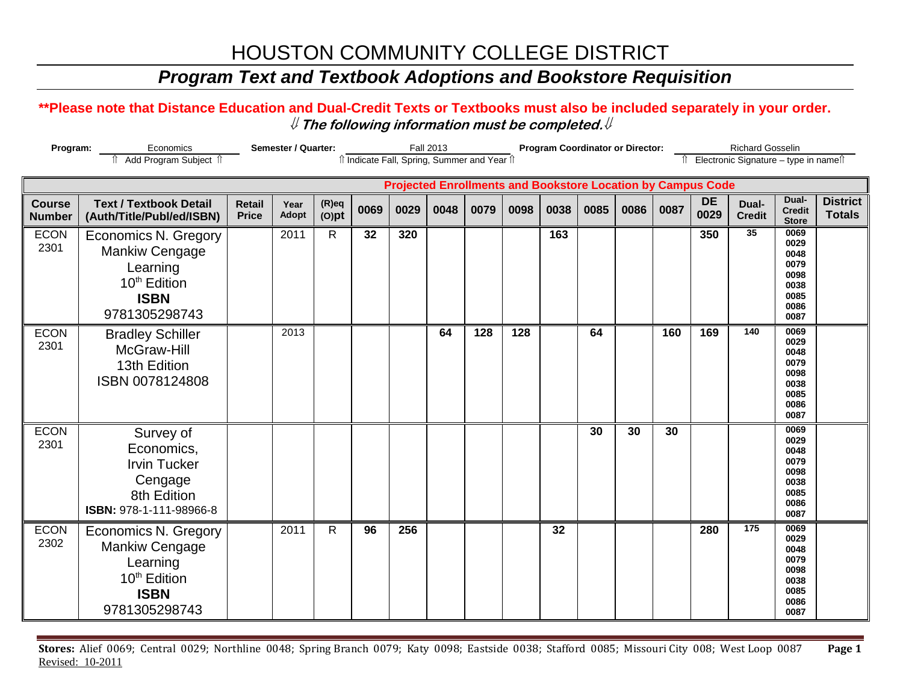# HOUSTON COMMUNITY COLLEGE DISTRICT

## *Program Text and Textbook Adoptions and Bookstore Requisition*

**\*\*Please note that Distance Education and Dual-Credit Texts or Textbooks must also be included separately in your order.**

⇓ ***The following information must be completed.*** ⇓

**Program:** Economics
⇑ Add Program Subject ⇑

**Semester / Quarter:** Fall 2013
⇑ Indicate Fall, Spring, Summer and Year ⇑

**Program Coordinator or Director:** Richard Gosselin
⇑ Electronic Signature – type in name ⇑

| | | | | | Projected Enrollments and Bookstore Location by Campus Code | | | | | | | | | | | | |
|---|---|---|---|---|---|---|---|---|---|---|---|---|---|---|---|---|---|
| **Course Number** | **Text / Textbook Detail (Auth/Title/Publ/ed/ISBN)** | **Retail Price** | **Year Adopt** | **(R)eq (O)pt** | **0069** | **0029** | **0048** | **0079** | **0098** | **0038** | **0085** | **0086** | **0087** | **DE 0029** | **Dual-Credit** | **Dual-Credit Store** | **District Totals** |
| ECON 2301 | Economics N. Gregory Mankiw Cengage Learning 10th Edition **ISBN** 9781305298743 | | 2011 | R | **32** | **320** | | | | **163** | | | | **350** | **35** | 0069 0029 0048 0079 0098 0038 0085 0086 0087 | |
| ECON 2301 | Bradley Schiller McGraw-Hill 13th Edition ISBN 0078124808 | | 2013 | | | | **64** | **128** | **128** | | **64** | | **160** | **169** | **140** | 0069 0029 0048 0079 0098 0038 0085 0086 0087 | |
| ECON 2301 | Survey of Economics, Irvin Tucker Cengage 8th Edition **ISBN:** 978-1-111-98966-8 | | | | | | | | | | **30** | **30** | **30** | | | 0069 0029 0048 0079 0098 0038 0085 0086 0087 | |
| ECON 2302 | Economics N. Gregory Mankiw Cengage Learning 10th Edition **ISBN** 9781305298743 | | 2011 | R | **96** | **256** | | | | **32** | | | | **280** | **175** | 0069 0029 0048 0079 0098 0038 0085 0086 0087 | |

**Stores:** Alief 0069; Central 0029; Northline 0048; Spring Branch 0079; Katy 0098; Eastside 0038; Stafford 0085; Missouri City 008; West Loop 0087

Revised: 10-2011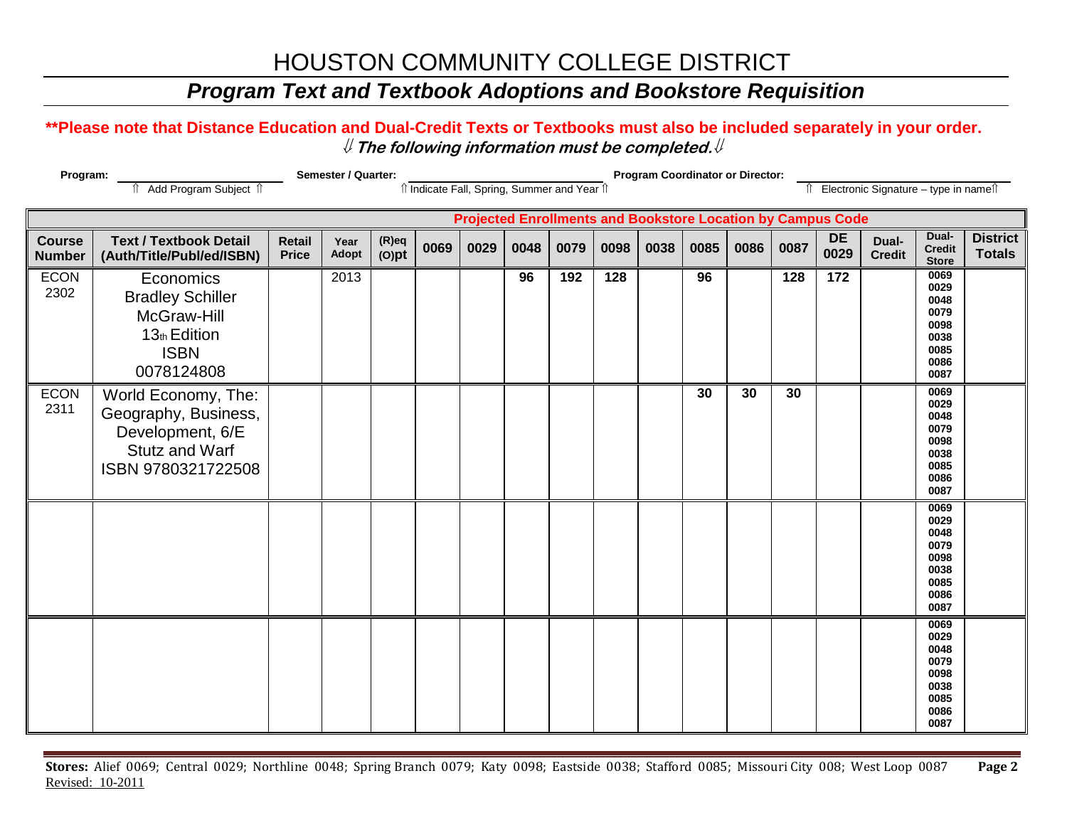# HOUSTON COMMUNITY COLLEGE DISTRICT

## *Program Text and Textbook Adoptions and Bookstore Requisition*

**\*\*Please note that Distance Education and Dual-Credit Texts or Textbooks must also be included separately in your order.**

⇓ ***The following information must be completed.*** ⇓

**Program:** ______________________ **Semester / Quarter:** ______________________ **Program Coordinator or Director:** ______________________

⇑ Add Program Subject ⇑ ⇑ Indicate Fall, Spring, Summer and Year ⇑ ⇑ Electronic Signature – type in name ⇑

| | | | | | Projected Enrollments and Bookstore Location by Campus Code | | | | | | | | | | | | |
|---|---|---|---|---|---|---|---|---|---|---|---|---|---|---|---|---|---|
| **Course Number** | **Text / Textbook Detail (Auth/Title/Publ/ed/ISBN)** | **Retail Price** | **Year Adopt** | **(R)eq (O)pt** | **0069** | **0029** | **0048** | **0079** | **0098** | **0038** | **0085** | **0086** | **0087** | **DE 0029** | **Dual-Credit** | **Dual-Credit Store** | **District Totals** |
| ECON 2302 | Economics Bradley Schiller McGraw-Hill 13th Edition ISBN 0078124808 | | 2013 | | | | **96** | **192** | **128** | | **96** | | **128** | **172** | | 0069 0029 0048 0079 0098 0038 0085 0086 0087 | |
| ECON 2311 | World Economy, The: Geography, Business, Development, 6/E Stutz and Warf ISBN 9780321722508 | | | | | | | | | | **30** | **30** | **30** | | | 0069 0029 0048 0079 0098 0038 0085 0086 0087 | |
| | | | | | | | | | | | | | | | | 0069 0029 0048 0079 0098 0038 0085 0086 0087 | |
| | | | | | | | | | | | | | | | | 0069 0029 0048 0079 0098 0038 0085 0086 0087 | |

**Stores:** Alief 0069; Central 0029; Northline 0048; Spring Branch 0079; Katy 0098; Eastside 0038; Stafford 0085; Missouri City 008; West Loop 0087

Revised: 10-2011